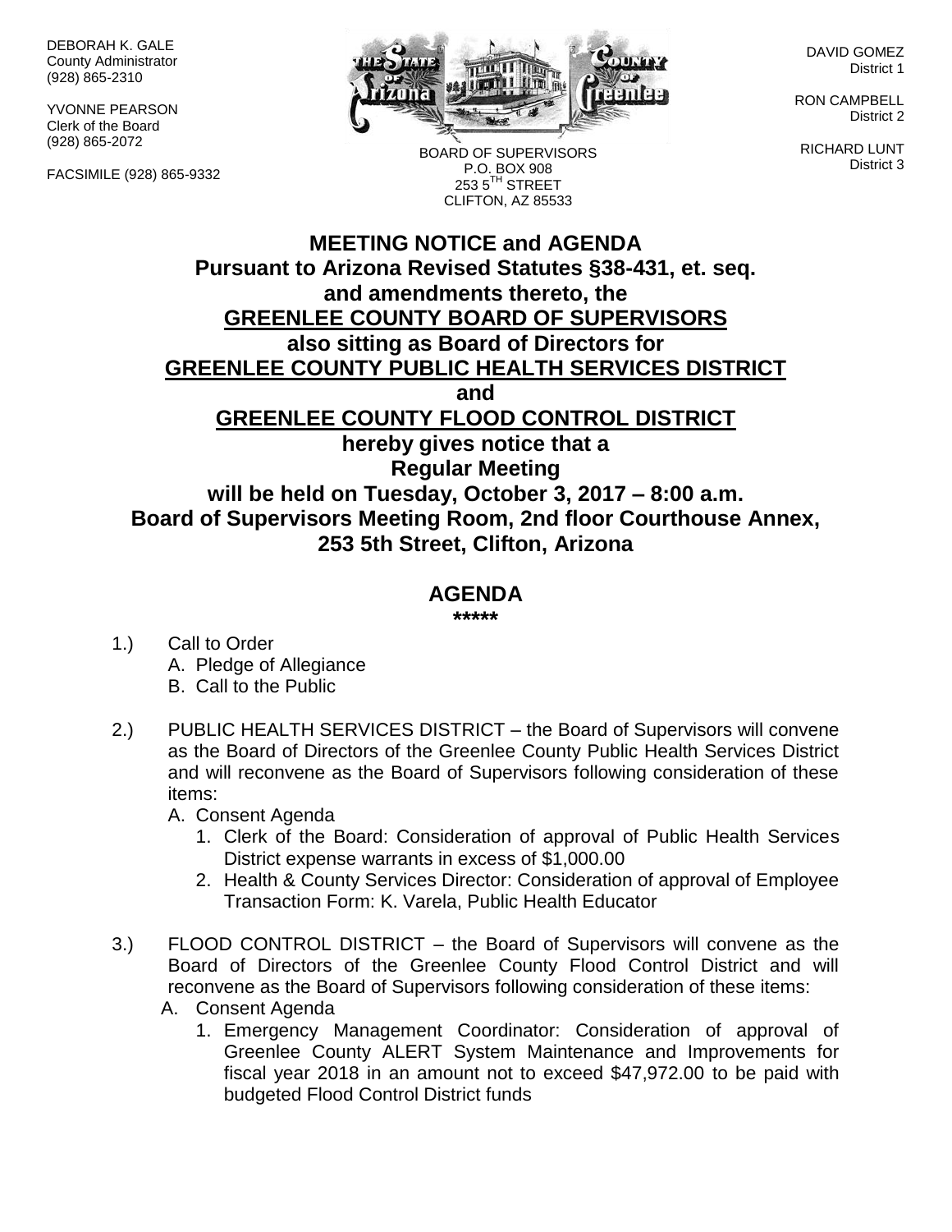DEBORAH K. GALE
County Administrator
(928) 865-2310

YVONNE PEARSON
Clerk of the Board
(928) 865-2072

FACSIMILE (928) 865-9332

BOARD OF SUPERVISORS
P.O. BOX 908
253 5TH STREET
CLIFTON, AZ 85533

DAVID GOMEZ
District 1

RON CAMPBELL
District 2

RICHARD LUNT
District 3

# MEETING NOTICE and AGENDA

**Pursuant to Arizona Revised Statutes §38-431, et. seq.**
**and amendments thereto, the**
**GREENLEE COUNTY BOARD OF SUPERVISORS**
**also sitting as Board of Directors for**
**GREENLEE COUNTY PUBLIC HEALTH SERVICES DISTRICT**
**and**
**GREENLEE COUNTY FLOOD CONTROL DISTRICT**
**hereby gives notice that a**
**Regular Meeting**
**will be held on Tuesday, October 3, 2017 – 8:00 a.m.**
**Board of Supervisors Meeting Room, 2nd floor Courthouse Annex,**
**253 5th Street, Clifton, Arizona**

## AGENDA

*****

1.) Call to Order
   A. Pledge of Allegiance
   B. Call to the Public

2.) PUBLIC HEALTH SERVICES DISTRICT – the Board of Supervisors will convene as the Board of Directors of the Greenlee County Public Health Services District and will reconvene as the Board of Supervisors following consideration of these items:
   A. Consent Agenda
      1. Clerk of the Board: Consideration of approval of Public Health Services District expense warrants in excess of $1,000.00
      2. Health & County Services Director: Consideration of approval of Employee Transaction Form: K. Varela, Public Health Educator

3.) FLOOD CONTROL DISTRICT – the Board of Supervisors will convene as the Board of Directors of the Greenlee County Flood Control District and will reconvene as the Board of Supervisors following consideration of these items:
   A. Consent Agenda
      1. Emergency Management Coordinator: Consideration of approval of Greenlee County ALERT System Maintenance and Improvements for fiscal year 2018 in an amount not to exceed $47,972.00 to be paid with budgeted Flood Control District funds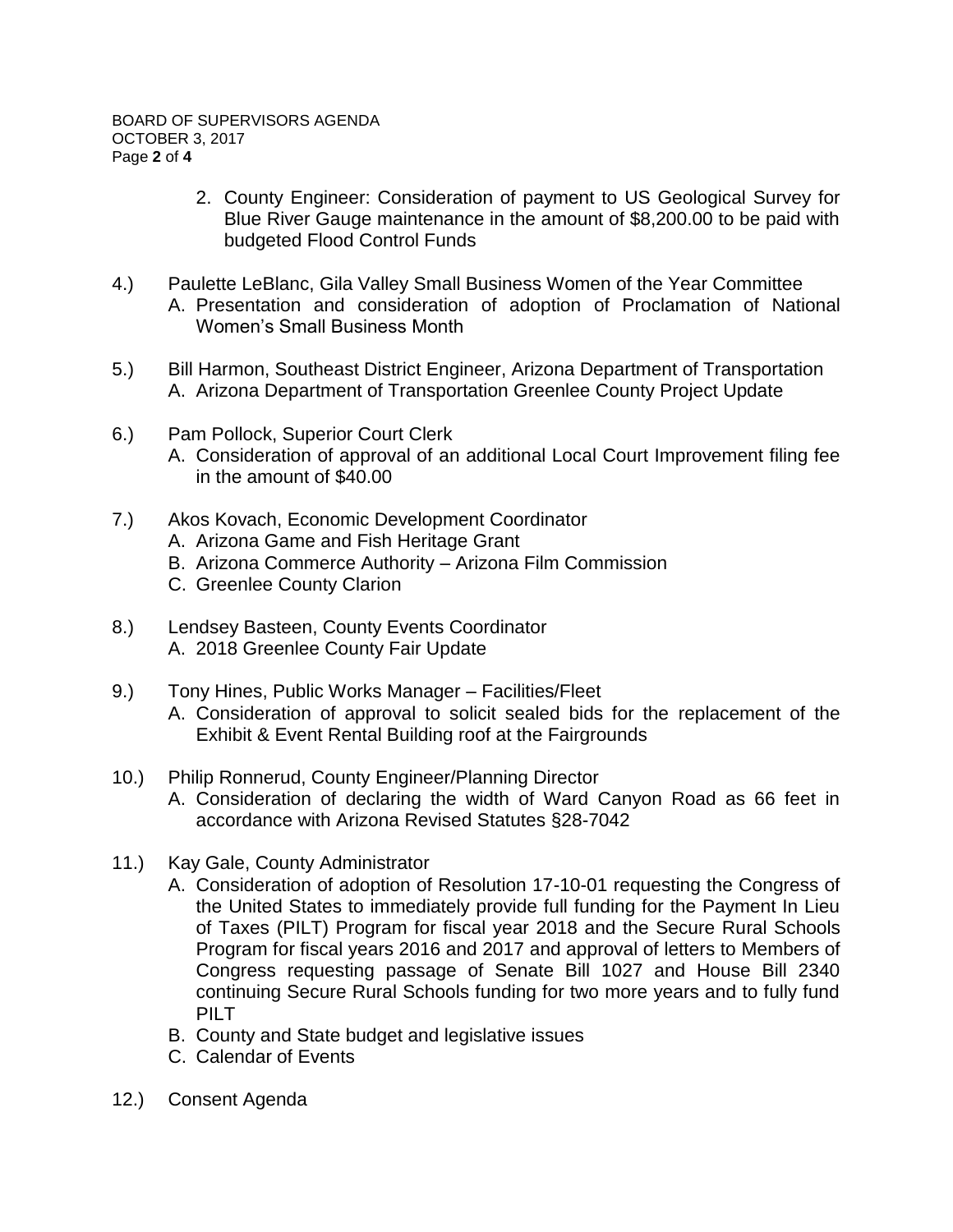2. County Engineer: Consideration of payment to US Geological Survey for Blue River Gauge maintenance in the amount of $8,200.00 to be paid with budgeted Flood Control Funds

4.) Paulette LeBlanc, Gila Valley Small Business Women of the Year Committee
   - A. Presentation and consideration of adoption of Proclamation of National Women's Small Business Month

5.) Bill Harmon, Southeast District Engineer, Arizona Department of Transportation
   - A. Arizona Department of Transportation Greenlee County Project Update

6.) Pam Pollock, Superior Court Clerk
   - A. Consideration of approval of an additional Local Court Improvement filing fee in the amount of $40.00

7.) Akos Kovach, Economic Development Coordinator
   - A. Arizona Game and Fish Heritage Grant
   - B. Arizona Commerce Authority – Arizona Film Commission
   - C. Greenlee County Clarion

8.) Lendsey Basteen, County Events Coordinator
   - A. 2018 Greenlee County Fair Update

9.) Tony Hines, Public Works Manager – Facilities/Fleet
   - A. Consideration of approval to solicit sealed bids for the replacement of the Exhibit & Event Rental Building roof at the Fairgrounds

10.) Philip Ronnerud, County Engineer/Planning Director
   - A. Consideration of declaring the width of Ward Canyon Road as 66 feet in accordance with Arizona Revised Statutes §28-7042

11.) Kay Gale, County Administrator
   - A. Consideration of adoption of Resolution 17-10-01 requesting the Congress of the United States to immediately provide full funding for the Payment In Lieu of Taxes (PILT) Program for fiscal year 2018 and the Secure Rural Schools Program for fiscal years 2016 and 2017 and approval of letters to Members of Congress requesting passage of Senate Bill 1027 and House Bill 2340 continuing Secure Rural Schools funding for two more years and to fully fund PILT
   - B. County and State budget and legislative issues
   - C. Calendar of Events

12.) Consent Agenda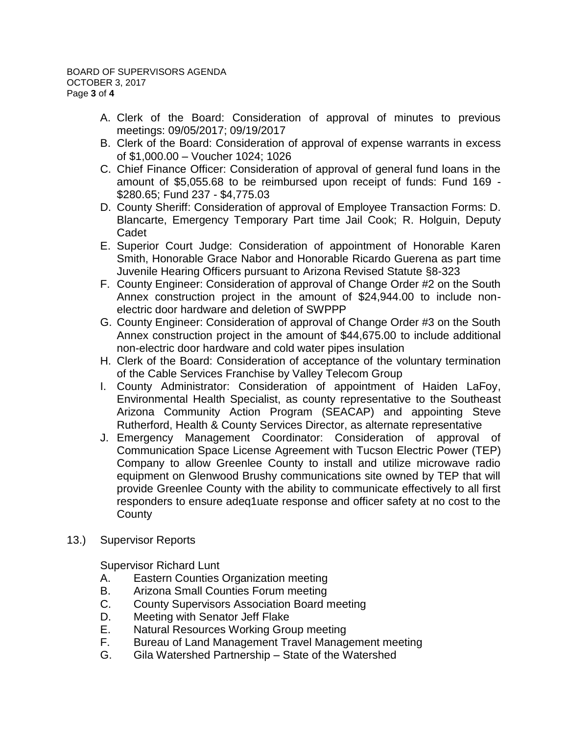A. Clerk of the Board: Consideration of approval of minutes to previous meetings: 09/05/2017; 09/19/2017
B. Clerk of the Board: Consideration of approval of expense warrants in excess of $1,000.00 – Voucher 1024; 1026
C. Chief Finance Officer: Consideration of approval of general fund loans in the amount of $5,055.68 to be reimbursed upon receipt of funds: Fund 169 - $280.65; Fund 237 - $4,775.03
D. County Sheriff: Consideration of approval of Employee Transaction Forms: D. Blancarte, Emergency Temporary Part time Jail Cook; R. Holguin, Deputy Cadet
E. Superior Court Judge: Consideration of appointment of Honorable Karen Smith, Honorable Grace Nabor and Honorable Ricardo Guerena as part time Juvenile Hearing Officers pursuant to Arizona Revised Statute §8-323
F. County Engineer: Consideration of approval of Change Order #2 on the South Annex construction project in the amount of $24,944.00 to include non-electric door hardware and deletion of SWPPP
G. County Engineer: Consideration of approval of Change Order #3 on the South Annex construction project in the amount of $44,675.00 to include additional non-electric door hardware and cold water pipes insulation
H. Clerk of the Board: Consideration of acceptance of the voluntary termination of the Cable Services Franchise by Valley Telecom Group
I. County Administrator: Consideration of appointment of Haiden LaFoy, Environmental Health Specialist, as county representative to the Southeast Arizona Community Action Program (SEACAP) and appointing Steve Rutherford, Health & County Services Director, as alternate representative
J. Emergency Management Coordinator: Consideration of approval of Communication Space License Agreement with Tucson Electric Power (TEP) Company to allow Greenlee County to install and utilize microwave radio equipment on Glenwood Brushy communications site owned by TEP that will provide Greenlee County with the ability to communicate effectively to all first responders to ensure adeq1uate response and officer safety at no cost to the County

13.) Supervisor Reports

Supervisor Richard Lunt

A. Eastern Counties Organization meeting
B. Arizona Small Counties Forum meeting
C. County Supervisors Association Board meeting
D. Meeting with Senator Jeff Flake
E. Natural Resources Working Group meeting
F. Bureau of Land Management Travel Management meeting
G. Gila Watershed Partnership – State of the Watershed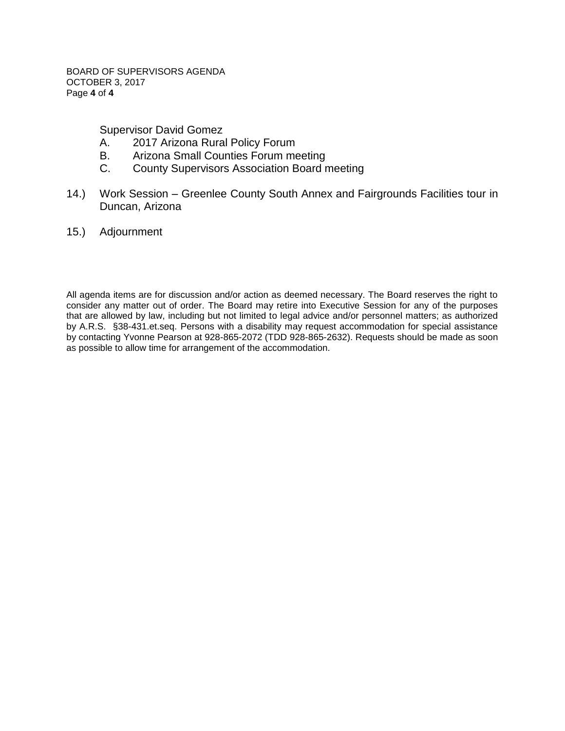Supervisor David Gomez

A. 2017 Arizona Rural Policy Forum
B. Arizona Small Counties Forum meeting
C. County Supervisors Association Board meeting

14.) Work Session – Greenlee County South Annex and Fairgrounds Facilities tour in Duncan, Arizona

15.) Adjournment

All agenda items are for discussion and/or action as deemed necessary. The Board reserves the right to consider any matter out of order. The Board may retire into Executive Session for any of the purposes that are allowed by law, including but not limited to legal advice and/or personnel matters; as authorized by A.R.S. §38-431.et.seq. Persons with a disability may request accommodation for special assistance by contacting Yvonne Pearson at 928-865-2072 (TDD 928-865-2632). Requests should be made as soon as possible to allow time for arrangement of the accommodation.